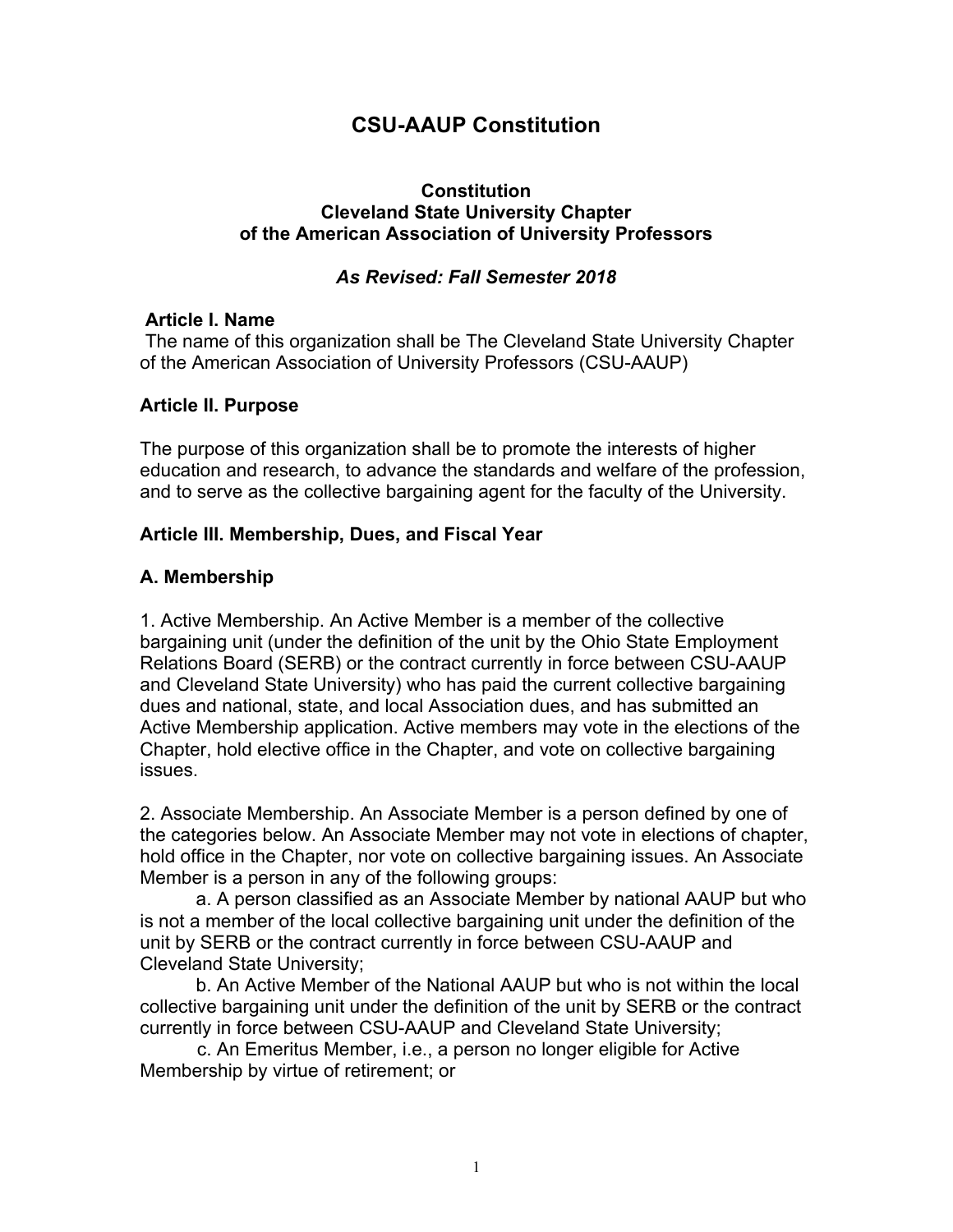# CSU-AAUP Constitution

**Constitution**
**Cleveland State University Chapter**
**of the American Association of University Professors**

***As Revised: Fall Semester 2018***

## Article I. Name

The name of this organization shall be The Cleveland State University Chapter of the American Association of University Professors (CSU-AAUP)

## Article II. Purpose

The purpose of this organization shall be to promote the interests of higher education and research, to advance the standards and welfare of the profession, and to serve as the collective bargaining agent for the faculty of the University.

## Article III. Membership, Dues, and Fiscal Year

### A. Membership

1. Active Membership. An Active Member is a member of the collective bargaining unit (under the definition of the unit by the Ohio State Employment Relations Board (SERB) or the contract currently in force between CSU-AAUP and Cleveland State University) who has paid the current collective bargaining dues and national, state, and local Association dues, and has submitted an Active Membership application. Active members may vote in the elections of the Chapter, hold elective office in the Chapter, and vote on collective bargaining issues.

2. Associate Membership. An Associate Member is a person defined by one of the categories below. An Associate Member may not vote in elections of chapter, hold office in the Chapter, nor vote on collective bargaining issues. An Associate Member is a person in any of the following groups:

   a. A person classified as an Associate Member by national AAUP but who is not a member of the local collective bargaining unit under the definition of the unit by SERB or the contract currently in force between CSU-AAUP and Cleveland State University;

   b. An Active Member of the National AAUP but who is not within the local collective bargaining unit under the definition of the unit by SERB or the contract currently in force between CSU-AAUP and Cleveland State University;

   c. An Emeritus Member, i.e., a person no longer eligible for Active Membership by virtue of retirement; or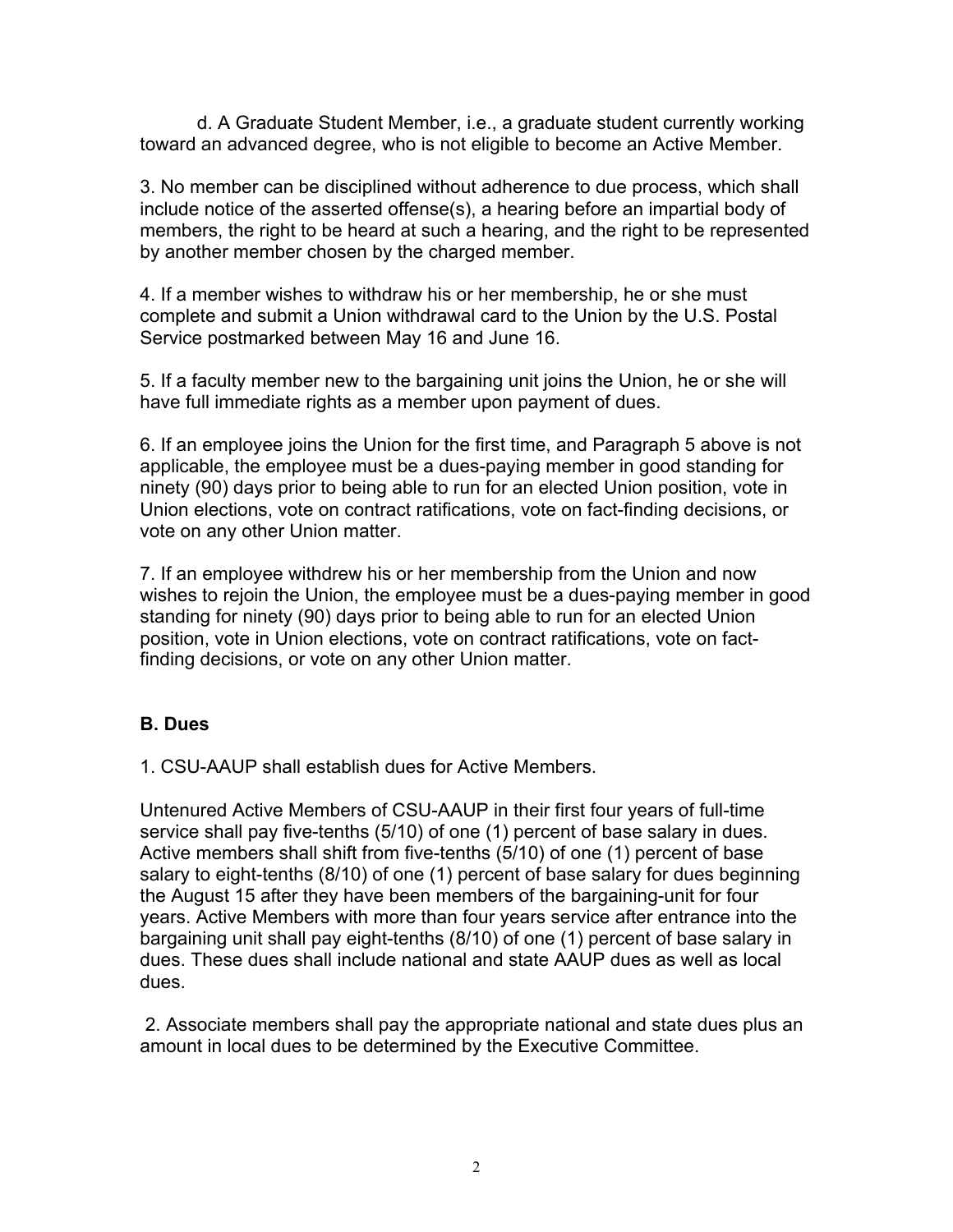d. A Graduate Student Member, i.e., a graduate student currently working toward an advanced degree, who is not eligible to become an Active Member.

3. No member can be disciplined without adherence to due process, which shall include notice of the asserted offense(s), a hearing before an impartial body of members, the right to be heard at such a hearing, and the right to be represented by another member chosen by the charged member.

4. If a member wishes to withdraw his or her membership, he or she must complete and submit a Union withdrawal card to the Union by the U.S. Postal Service postmarked between May 16 and June 16.

5. If a faculty member new to the bargaining unit joins the Union, he or she will have full immediate rights as a member upon payment of dues.

6. If an employee joins the Union for the first time, and Paragraph 5 above is not applicable, the employee must be a dues-paying member in good standing for ninety (90) days prior to being able to run for an elected Union position, vote in Union elections, vote on contract ratifications, vote on fact-finding decisions, or vote on any other Union matter.

7. If an employee withdrew his or her membership from the Union and now wishes to rejoin the Union, the employee must be a dues-paying member in good standing for ninety (90) days prior to being able to run for an elected Union position, vote in Union elections, vote on contract ratifications, vote on fact-finding decisions, or vote on any other Union matter.

### B. Dues

1. CSU-AAUP shall establish dues for Active Members.

Untenured Active Members of CSU-AAUP in their first four years of full-time service shall pay five-tenths (5/10) of one (1) percent of base salary in dues. Active members shall shift from five-tenths (5/10) of one (1) percent of base salary to eight-tenths (8/10) of one (1) percent of base salary for dues beginning the August 15 after they have been members of the bargaining-unit for four years. Active Members with more than four years service after entrance into the bargaining unit shall pay eight-tenths (8/10) of one (1) percent of base salary in dues. These dues shall include national and state AAUP dues as well as local dues.

2. Associate members shall pay the appropriate national and state dues plus an amount in local dues to be determined by the Executive Committee.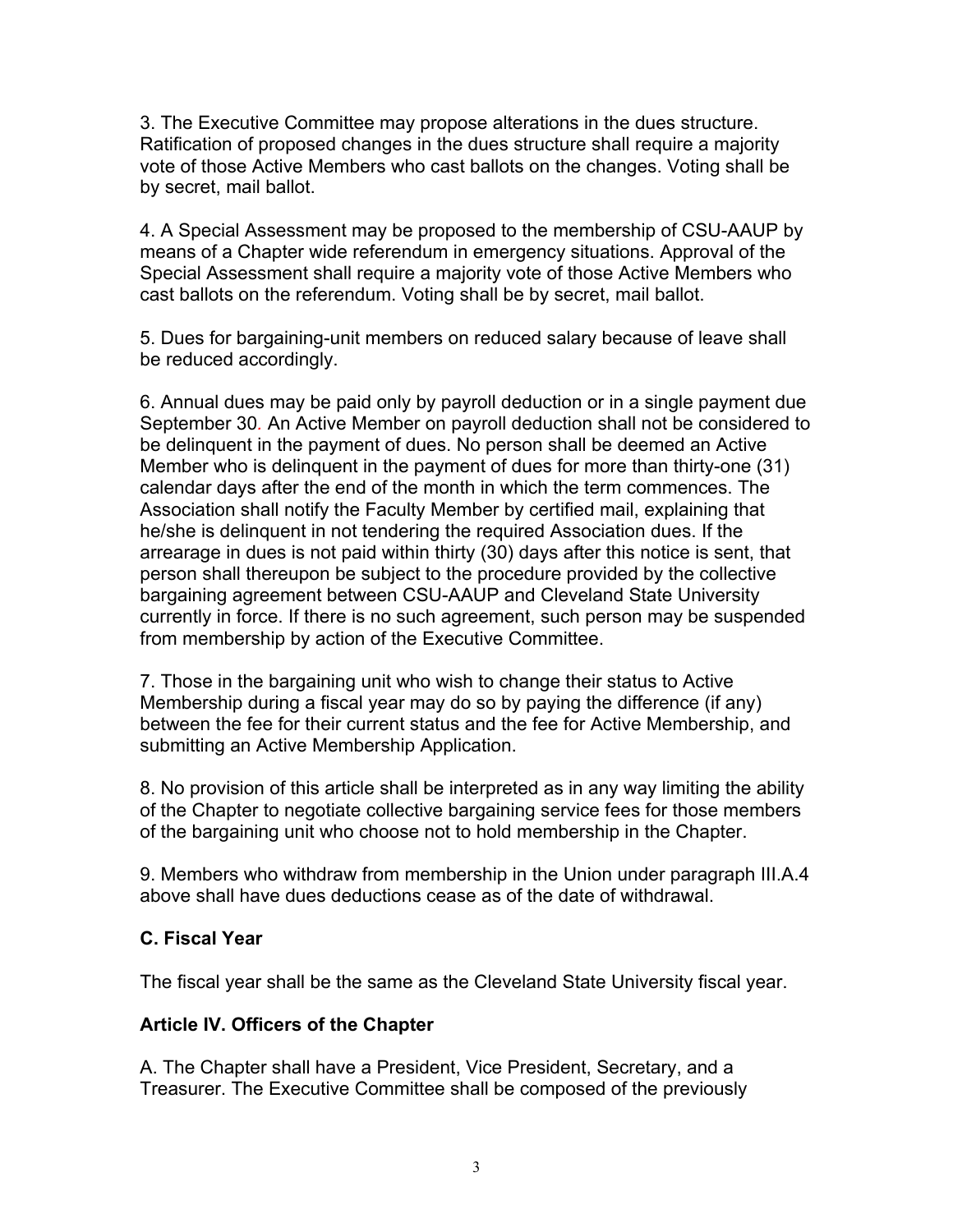3. The Executive Committee may propose alterations in the dues structure. Ratification of proposed changes in the dues structure shall require a majority vote of those Active Members who cast ballots on the changes. Voting shall be by secret, mail ballot.

4. A Special Assessment may be proposed to the membership of CSU-AAUP by means of a Chapter wide referendum in emergency situations. Approval of the Special Assessment shall require a majority vote of those Active Members who cast ballots on the referendum. Voting shall be by secret, mail ballot.

5. Dues for bargaining-unit members on reduced salary because of leave shall be reduced accordingly.

6. Annual dues may be paid only by payroll deduction or in a single payment due September 30. An Active Member on payroll deduction shall not be considered to be delinquent in the payment of dues. No person shall be deemed an Active Member who is delinquent in the payment of dues for more than thirty-one (31) calendar days after the end of the month in which the term commences. The Association shall notify the Faculty Member by certified mail, explaining that he/she is delinquent in not tendering the required Association dues. If the arrearage in dues is not paid within thirty (30) days after this notice is sent, that person shall thereupon be subject to the procedure provided by the collective bargaining agreement between CSU-AAUP and Cleveland State University currently in force. If there is no such agreement, such person may be suspended from membership by action of the Executive Committee.

7. Those in the bargaining unit who wish to change their status to Active Membership during a fiscal year may do so by paying the difference (if any) between the fee for their current status and the fee for Active Membership, and submitting an Active Membership Application.

8. No provision of this article shall be interpreted as in any way limiting the ability of the Chapter to negotiate collective bargaining service fees for those members of the bargaining unit who choose not to hold membership in the Chapter.

9. Members who withdraw from membership in the Union under paragraph III.A.4 above shall have dues deductions cease as of the date of withdrawal.

### C. Fiscal Year

The fiscal year shall be the same as the Cleveland State University fiscal year.

## Article IV. Officers of the Chapter

A. The Chapter shall have a President, Vice President, Secretary, and a Treasurer. The Executive Committee shall be composed of the previously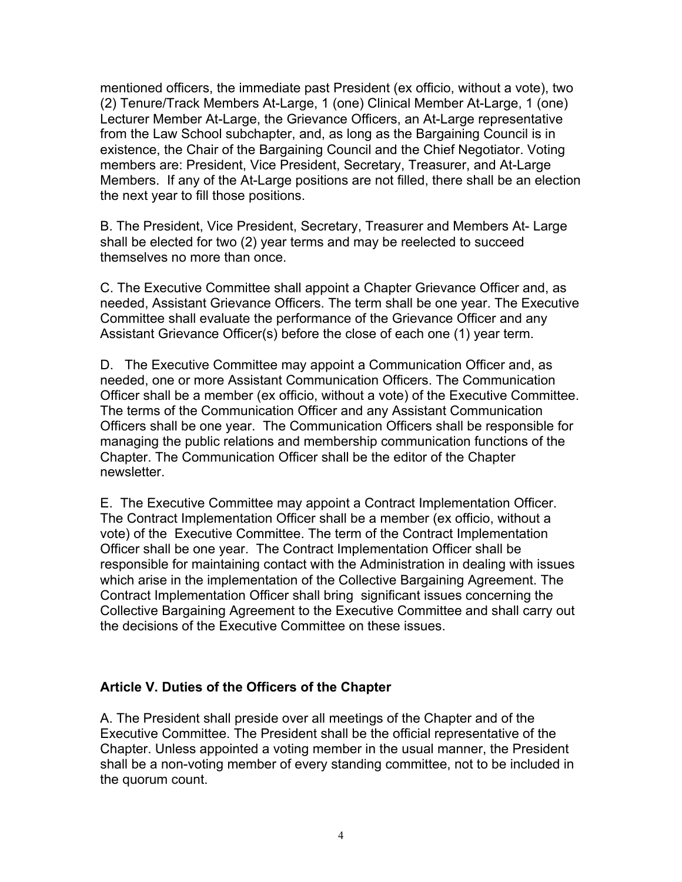mentioned officers, the immediate past President (ex officio, without a vote), two (2) Tenure/Track Members At-Large, 1 (one) Clinical Member At-Large, 1 (one) Lecturer Member At-Large, the Grievance Officers, an At-Large representative from the Law School subchapter, and, as long as the Bargaining Council is in existence, the Chair of the Bargaining Council and the Chief Negotiator. Voting members are: President, Vice President, Secretary, Treasurer, and At-Large Members. If any of the At-Large positions are not filled, there shall be an election the next year to fill those positions.

B. The President, Vice President, Secretary, Treasurer and Members At- Large shall be elected for two (2) year terms and may be reelected to succeed themselves no more than once.

C. The Executive Committee shall appoint a Chapter Grievance Officer and, as needed, Assistant Grievance Officers. The term shall be one year. The Executive Committee shall evaluate the performance of the Grievance Officer and any Assistant Grievance Officer(s) before the close of each one (1) year term.

D. The Executive Committee may appoint a Communication Officer and, as needed, one or more Assistant Communication Officers. The Communication Officer shall be a member (ex officio, without a vote) of the Executive Committee. The terms of the Communication Officer and any Assistant Communication Officers shall be one year. The Communication Officers shall be responsible for managing the public relations and membership communication functions of the Chapter. The Communication Officer shall be the editor of the Chapter newsletter.

E. The Executive Committee may appoint a Contract Implementation Officer. The Contract Implementation Officer shall be a member (ex officio, without a vote) of the Executive Committee. The term of the Contract Implementation Officer shall be one year. The Contract Implementation Officer shall be responsible for maintaining contact with the Administration in dealing with issues which arise in the implementation of the Collective Bargaining Agreement. The Contract Implementation Officer shall bring significant issues concerning the Collective Bargaining Agreement to the Executive Committee and shall carry out the decisions of the Executive Committee on these issues.

## Article V. Duties of the Officers of the Chapter

A. The President shall preside over all meetings of the Chapter and of the Executive Committee. The President shall be the official representative of the Chapter. Unless appointed a voting member in the usual manner, the President shall be a non-voting member of every standing committee, not to be included in the quorum count.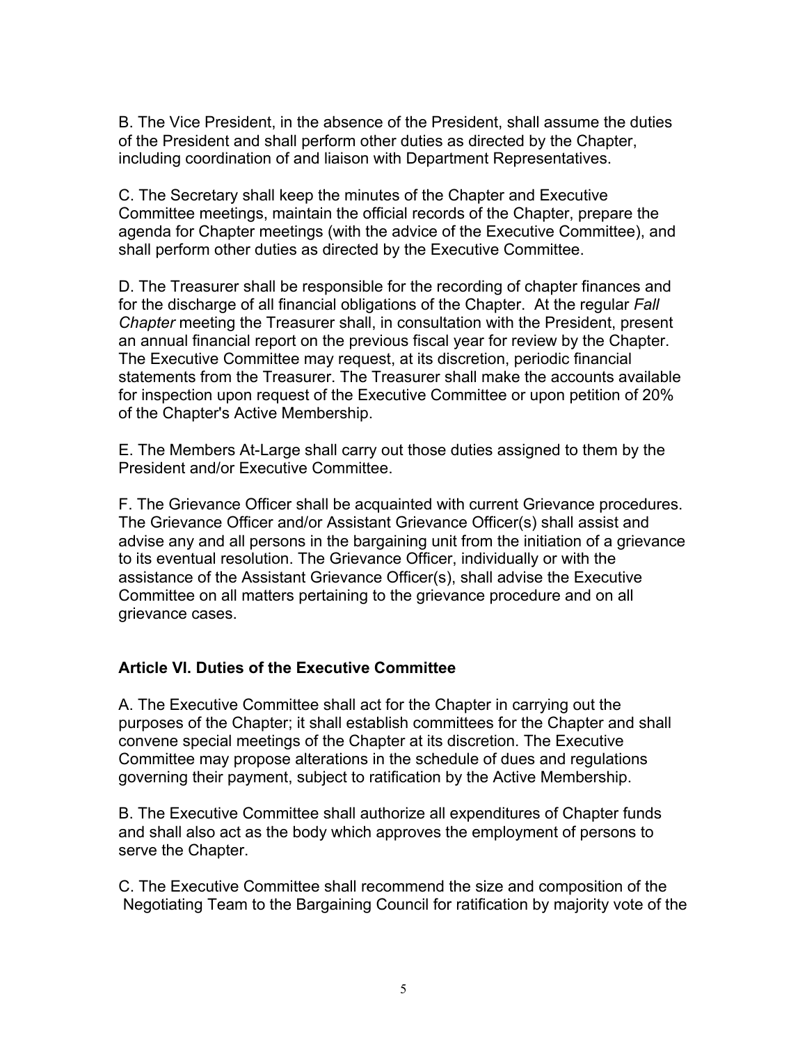B. The Vice President, in the absence of the President, shall assume the duties of the President and shall perform other duties as directed by the Chapter, including coordination of and liaison with Department Representatives.

C. The Secretary shall keep the minutes of the Chapter and Executive Committee meetings, maintain the official records of the Chapter, prepare the agenda for Chapter meetings (with the advice of the Executive Committee), and shall perform other duties as directed by the Executive Committee.

D. The Treasurer shall be responsible for the recording of chapter finances and for the discharge of all financial obligations of the Chapter. At the regular *Fall Chapter* meeting the Treasurer shall, in consultation with the President, present an annual financial report on the previous fiscal year for review by the Chapter. The Executive Committee may request, at its discretion, periodic financial statements from the Treasurer. The Treasurer shall make the accounts available for inspection upon request of the Executive Committee or upon petition of 20% of the Chapter's Active Membership.

E. The Members At-Large shall carry out those duties assigned to them by the President and/or Executive Committee.

F. The Grievance Officer shall be acquainted with current Grievance procedures. The Grievance Officer and/or Assistant Grievance Officer(s) shall assist and advise any and all persons in the bargaining unit from the initiation of a grievance to its eventual resolution. The Grievance Officer, individually or with the assistance of the Assistant Grievance Officer(s), shall advise the Executive Committee on all matters pertaining to the grievance procedure and on all grievance cases.

**Article VI. Duties of the Executive Committee**

A. The Executive Committee shall act for the Chapter in carrying out the purposes of the Chapter; it shall establish committees for the Chapter and shall convene special meetings of the Chapter at its discretion. The Executive Committee may propose alterations in the schedule of dues and regulations governing their payment, subject to ratification by the Active Membership.

B. The Executive Committee shall authorize all expenditures of Chapter funds and shall also act as the body which approves the employment of persons to serve the Chapter.

C. The Executive Committee shall recommend the size and composition of the Negotiating Team to the Bargaining Council for ratification by majority vote of the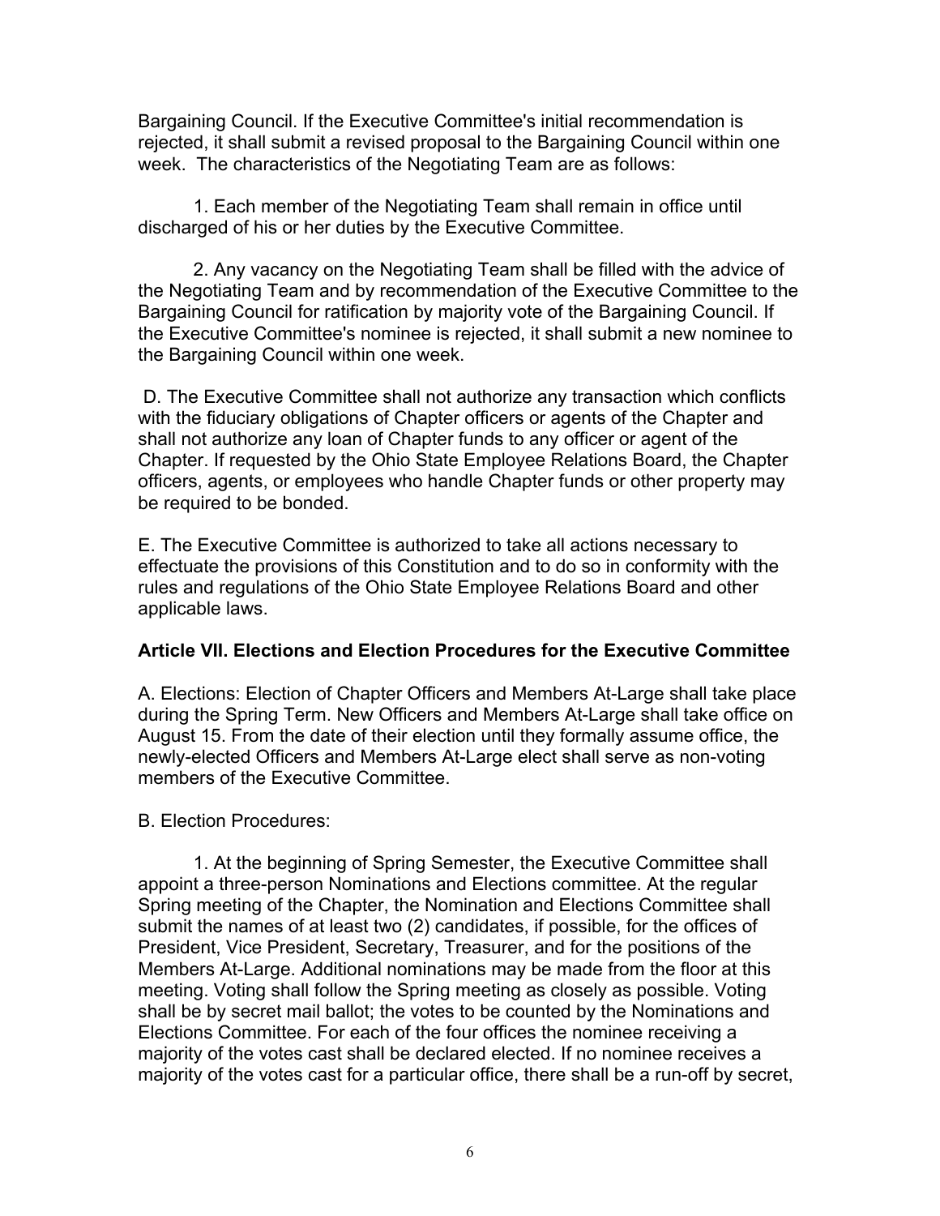Bargaining Council. If the Executive Committee's initial recommendation is rejected, it shall submit a revised proposal to the Bargaining Council within one week. The characteristics of the Negotiating Team are as follows:

1. Each member of the Negotiating Team shall remain in office until discharged of his or her duties by the Executive Committee.

2. Any vacancy on the Negotiating Team shall be filled with the advice of the Negotiating Team and by recommendation of the Executive Committee to the Bargaining Council for ratification by majority vote of the Bargaining Council. If the Executive Committee's nominee is rejected, it shall submit a new nominee to the Bargaining Council within one week.

D. The Executive Committee shall not authorize any transaction which conflicts with the fiduciary obligations of Chapter officers or agents of the Chapter and shall not authorize any loan of Chapter funds to any officer or agent of the Chapter. If requested by the Ohio State Employee Relations Board, the Chapter officers, agents, or employees who handle Chapter funds or other property may be required to be bonded.

E. The Executive Committee is authorized to take all actions necessary to effectuate the provisions of this Constitution and to do so in conformity with the rules and regulations of the Ohio State Employee Relations Board and other applicable laws.

### Article VII. Elections and Election Procedures for the Executive Committee

A. Elections: Election of Chapter Officers and Members At-Large shall take place during the Spring Term. New Officers and Members At-Large shall take office on August 15. From the date of their election until they formally assume office, the newly-elected Officers and Members At-Large elect shall serve as non-voting members of the Executive Committee.

B. Election Procedures:

1. At the beginning of Spring Semester, the Executive Committee shall appoint a three-person Nominations and Elections committee. At the regular Spring meeting of the Chapter, the Nomination and Elections Committee shall submit the names of at least two (2) candidates, if possible, for the offices of President, Vice President, Secretary, Treasurer, and for the positions of the Members At-Large. Additional nominations may be made from the floor at this meeting. Voting shall follow the Spring meeting as closely as possible. Voting shall be by secret mail ballot; the votes to be counted by the Nominations and Elections Committee. For each of the four offices the nominee receiving a majority of the votes cast shall be declared elected. If no nominee receives a majority of the votes cast for a particular office, there shall be a run-off by secret,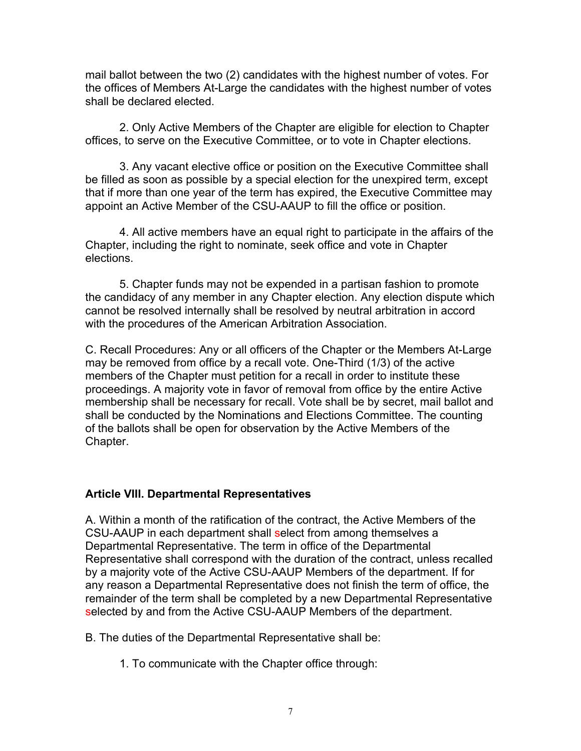mail ballot between the two (2) candidates with the highest number of votes. For the offices of Members At-Large the candidates with the highest number of votes shall be declared elected.

2. Only Active Members of the Chapter are eligible for election to Chapter offices, to serve on the Executive Committee, or to vote in Chapter elections.

3. Any vacant elective office or position on the Executive Committee shall be filled as soon as possible by a special election for the unexpired term, except that if more than one year of the term has expired, the Executive Committee may appoint an Active Member of the CSU-AAUP to fill the office or position.

4. All active members have an equal right to participate in the affairs of the Chapter, including the right to nominate, seek office and vote in Chapter elections.

5. Chapter funds may not be expended in a partisan fashion to promote the candidacy of any member in any Chapter election. Any election dispute which cannot be resolved internally shall be resolved by neutral arbitration in accord with the procedures of the American Arbitration Association.

C. Recall Procedures: Any or all officers of the Chapter or the Members At-Large may be removed from office by a recall vote. One-Third (1/3) of the active members of the Chapter must petition for a recall in order to institute these proceedings. A majority vote in favor of removal from office by the entire Active membership shall be necessary for recall. Vote shall be by secret, mail ballot and shall be conducted by the Nominations and Elections Committee. The counting of the ballots shall be open for observation by the Active Members of the Chapter.

### Article VIII. Departmental Representatives

A. Within a month of the ratification of the contract, the Active Members of the CSU-AAUP in each department shall select from among themselves a Departmental Representative. The term in office of the Departmental Representative shall correspond with the duration of the contract, unless recalled by a majority vote of the Active CSU-AAUP Members of the department. If for any reason a Departmental Representative does not finish the term of office, the remainder of the term shall be completed by a new Departmental Representative selected by and from the Active CSU-AAUP Members of the department.

B. The duties of the Departmental Representative shall be:

1. To communicate with the Chapter office through: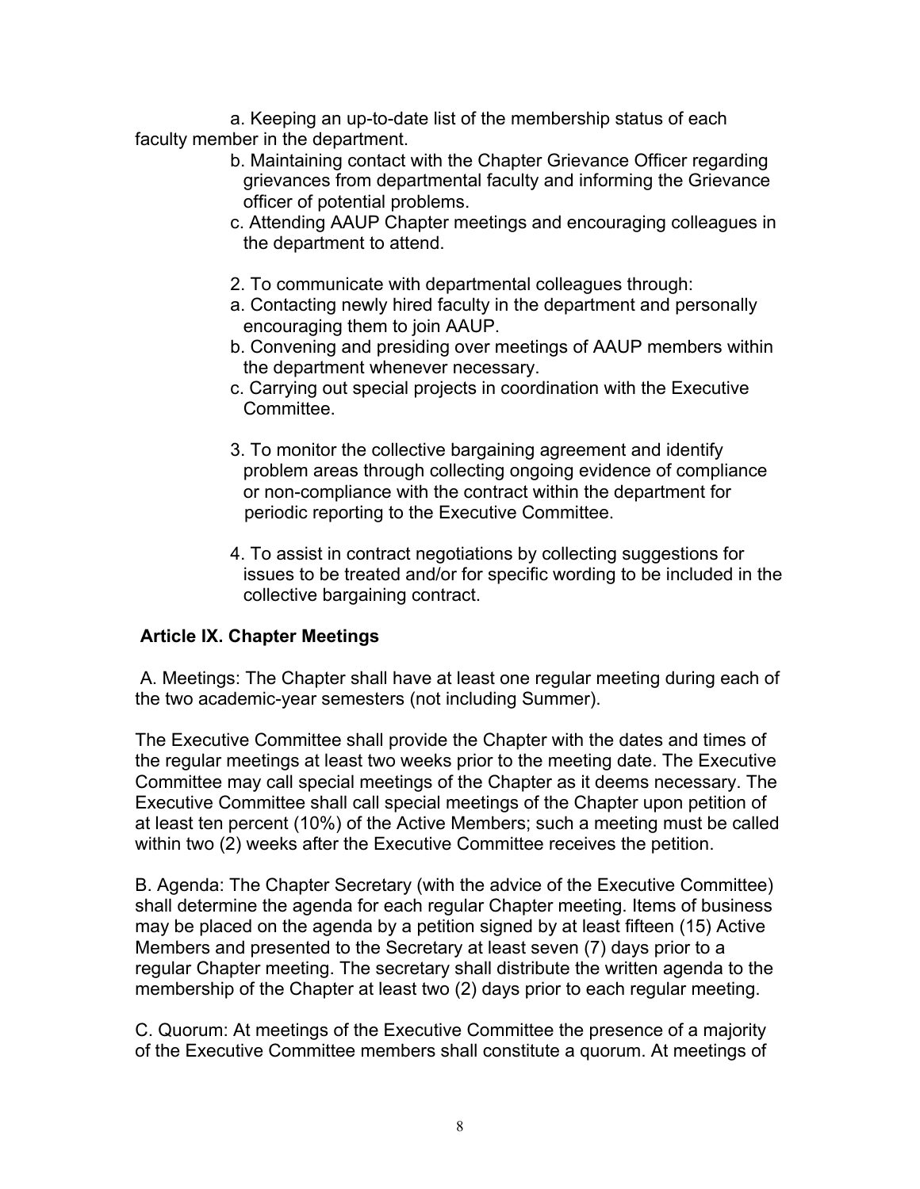a. Keeping an up-to-date list of the membership status of each faculty member in the department.

b. Maintaining contact with the Chapter Grievance Officer regarding grievances from departmental faculty and informing the Grievance officer of potential problems.

c. Attending AAUP Chapter meetings and encouraging colleagues in the department to attend.

2. To communicate with departmental colleagues through:

a. Contacting newly hired faculty in the department and personally encouraging them to join AAUP.

b. Convening and presiding over meetings of AAUP members within the department whenever necessary.

c. Carrying out special projects in coordination with the Executive Committee.

3. To monitor the collective bargaining agreement and identify problem areas through collecting ongoing evidence of compliance or non-compliance with the contract within the department for periodic reporting to the Executive Committee.

4. To assist in contract negotiations by collecting suggestions for issues to be treated and/or for specific wording to be included in the collective bargaining contract.

**Article IX. Chapter Meetings**

A. Meetings: The Chapter shall have at least one regular meeting during each of the two academic-year semesters (not including Summer).

The Executive Committee shall provide the Chapter with the dates and times of the regular meetings at least two weeks prior to the meeting date. The Executive Committee may call special meetings of the Chapter as it deems necessary. The Executive Committee shall call special meetings of the Chapter upon petition of at least ten percent (10%) of the Active Members; such a meeting must be called within two (2) weeks after the Executive Committee receives the petition.

B. Agenda: The Chapter Secretary (with the advice of the Executive Committee) shall determine the agenda for each regular Chapter meeting. Items of business may be placed on the agenda by a petition signed by at least fifteen (15) Active Members and presented to the Secretary at least seven (7) days prior to a regular Chapter meeting. The secretary shall distribute the written agenda to the membership of the Chapter at least two (2) days prior to each regular meeting.

C. Quorum: At meetings of the Executive Committee the presence of a majority of the Executive Committee members shall constitute a quorum. At meetings of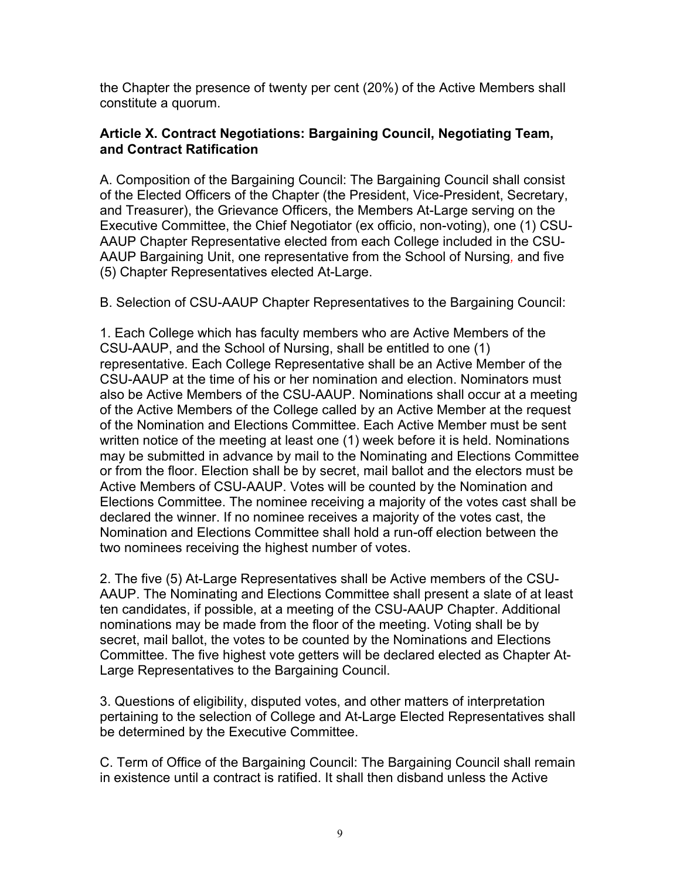the Chapter the presence of twenty per cent (20%) of the Active Members shall constitute a quorum.

**Article X. Contract Negotiations: Bargaining Council, Negotiating Team, and Contract Ratification**

A. Composition of the Bargaining Council: The Bargaining Council shall consist of the Elected Officers of the Chapter (the President, Vice-President, Secretary, and Treasurer), the Grievance Officers, the Members At-Large serving on the Executive Committee, the Chief Negotiator (ex officio, non-voting), one (1) CSU-AAUP Chapter Representative elected from each College included in the CSU-AAUP Bargaining Unit, one representative from the School of Nursing, and five (5) Chapter Representatives elected At-Large.

B. Selection of CSU-AAUP Chapter Representatives to the Bargaining Council:

1. Each College which has faculty members who are Active Members of the CSU-AAUP, and the School of Nursing, shall be entitled to one (1) representative. Each College Representative shall be an Active Member of the CSU-AAUP at the time of his or her nomination and election. Nominators must also be Active Members of the CSU-AAUP. Nominations shall occur at a meeting of the Active Members of the College called by an Active Member at the request of the Nomination and Elections Committee. Each Active Member must be sent written notice of the meeting at least one (1) week before it is held. Nominations may be submitted in advance by mail to the Nominating and Elections Committee or from the floor. Election shall be by secret, mail ballot and the electors must be Active Members of CSU-AAUP. Votes will be counted by the Nomination and Elections Committee. The nominee receiving a majority of the votes cast shall be declared the winner. If no nominee receives a majority of the votes cast, the Nomination and Elections Committee shall hold a run-off election between the two nominees receiving the highest number of votes.

2. The five (5) At-Large Representatives shall be Active members of the CSU-AAUP. The Nominating and Elections Committee shall present a slate of at least ten candidates, if possible, at a meeting of the CSU-AAUP Chapter. Additional nominations may be made from the floor of the meeting. Voting shall be by secret, mail ballot, the votes to be counted by the Nominations and Elections Committee. The five highest vote getters will be declared elected as Chapter At-Large Representatives to the Bargaining Council.

3. Questions of eligibility, disputed votes, and other matters of interpretation pertaining to the selection of College and At-Large Elected Representatives shall be determined by the Executive Committee.

C. Term of Office of the Bargaining Council: The Bargaining Council shall remain in existence until a contract is ratified. It shall then disband unless the Active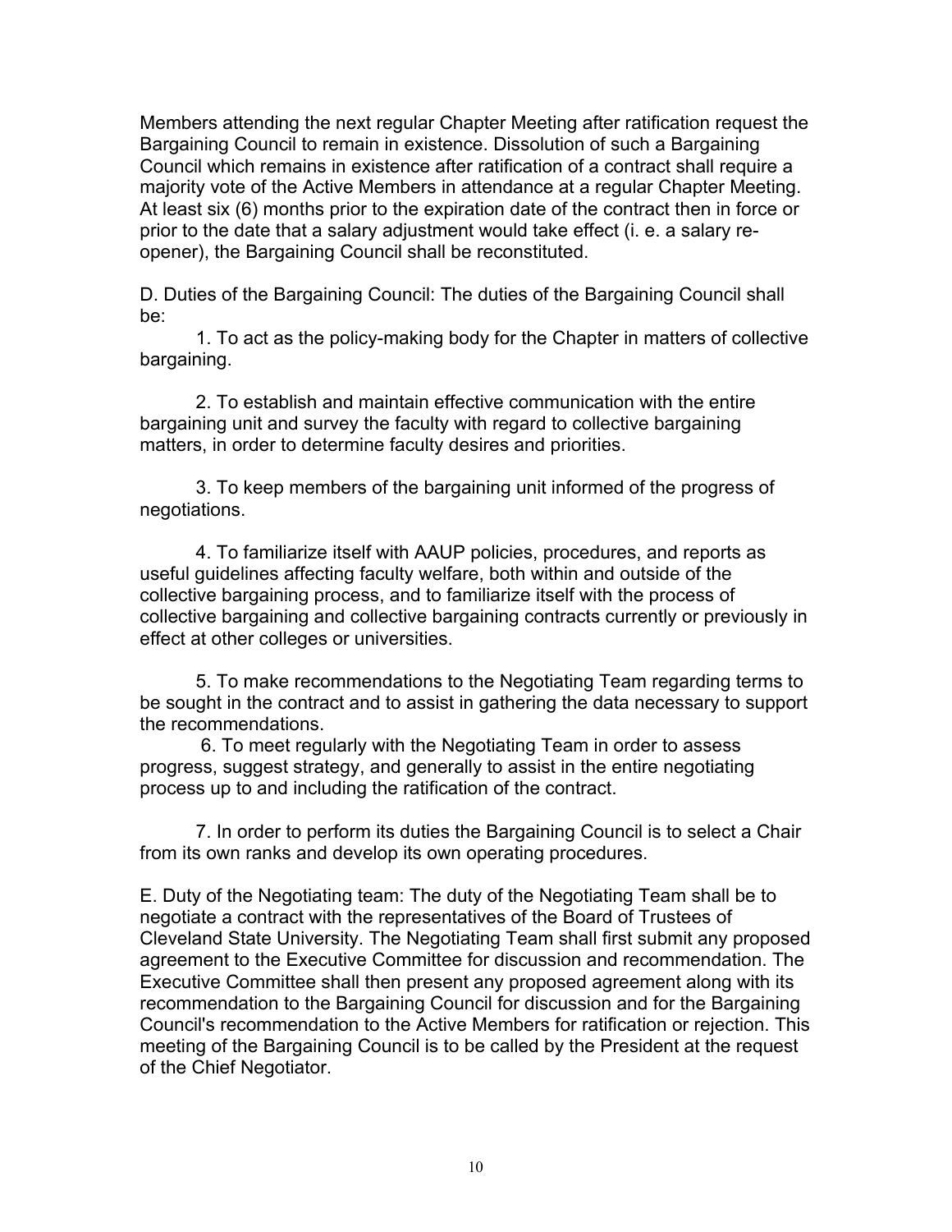Members attending the next regular Chapter Meeting after ratification request the Bargaining Council to remain in existence. Dissolution of such a Bargaining Council which remains in existence after ratification of a contract shall require a majority vote of the Active Members in attendance at a regular Chapter Meeting. At least six (6) months prior to the expiration date of the contract then in force or prior to the date that a salary adjustment would take effect (i. e. a salary re-opener), the Bargaining Council shall be reconstituted.

D. Duties of the Bargaining Council: The duties of the Bargaining Council shall be:

1. To act as the policy-making body for the Chapter in matters of collective bargaining.

2. To establish and maintain effective communication with the entire bargaining unit and survey the faculty with regard to collective bargaining matters, in order to determine faculty desires and priorities.

3. To keep members of the bargaining unit informed of the progress of negotiations.

4. To familiarize itself with AAUP policies, procedures, and reports as useful guidelines affecting faculty welfare, both within and outside of the collective bargaining process, and to familiarize itself with the process of collective bargaining and collective bargaining contracts currently or previously in effect at other colleges or universities.

5. To make recommendations to the Negotiating Team regarding terms to be sought in the contract and to assist in gathering the data necessary to support the recommendations.

6. To meet regularly with the Negotiating Team in order to assess progress, suggest strategy, and generally to assist in the entire negotiating process up to and including the ratification of the contract.

7. In order to perform its duties the Bargaining Council is to select a Chair from its own ranks and develop its own operating procedures.

E. Duty of the Negotiating team: The duty of the Negotiating Team shall be to negotiate a contract with the representatives of the Board of Trustees of Cleveland State University. The Negotiating Team shall first submit any proposed agreement to the Executive Committee for discussion and recommendation. The Executive Committee shall then present any proposed agreement along with its recommendation to the Bargaining Council for discussion and for the Bargaining Council's recommendation to the Active Members for ratification or rejection. This meeting of the Bargaining Council is to be called by the President at the request of the Chief Negotiator.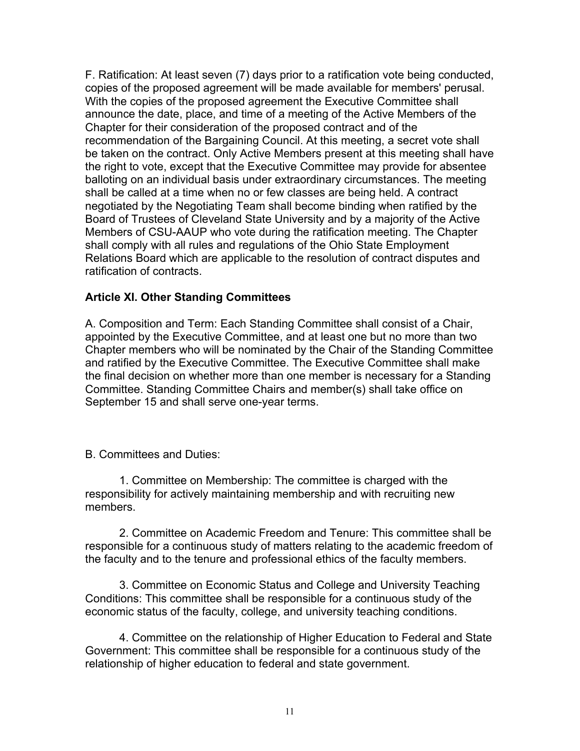F. Ratification: At least seven (7) days prior to a ratification vote being conducted, copies of the proposed agreement will be made available for members' perusal. With the copies of the proposed agreement the Executive Committee shall announce the date, place, and time of a meeting of the Active Members of the Chapter for their consideration of the proposed contract and of the recommendation of the Bargaining Council. At this meeting, a secret vote shall be taken on the contract. Only Active Members present at this meeting shall have the right to vote, except that the Executive Committee may provide for absentee balloting on an individual basis under extraordinary circumstances. The meeting shall be called at a time when no or few classes are being held. A contract negotiated by the Negotiating Team shall become binding when ratified by the Board of Trustees of Cleveland State University and by a majority of the Active Members of CSU-AAUP who vote during the ratification meeting. The Chapter shall comply with all rules and regulations of the Ohio State Employment Relations Board which are applicable to the resolution of contract disputes and ratification of contracts.

**Article XI. Other Standing Committees**

A. Composition and Term: Each Standing Committee shall consist of a Chair, appointed by the Executive Committee, and at least one but no more than two Chapter members who will be nominated by the Chair of the Standing Committee and ratified by the Executive Committee. The Executive Committee shall make the final decision on whether more than one member is necessary for a Standing Committee. Standing Committee Chairs and member(s) shall take office on September 15 and shall serve one-year terms.

B. Committees and Duties:

1. Committee on Membership: The committee is charged with the responsibility for actively maintaining membership and with recruiting new members.

2. Committee on Academic Freedom and Tenure: This committee shall be responsible for a continuous study of matters relating to the academic freedom of the faculty and to the tenure and professional ethics of the faculty members.

3. Committee on Economic Status and College and University Teaching Conditions: This committee shall be responsible for a continuous study of the economic status of the faculty, college, and university teaching conditions.

4. Committee on the relationship of Higher Education to Federal and State Government: This committee shall be responsible for a continuous study of the relationship of higher education to federal and state government.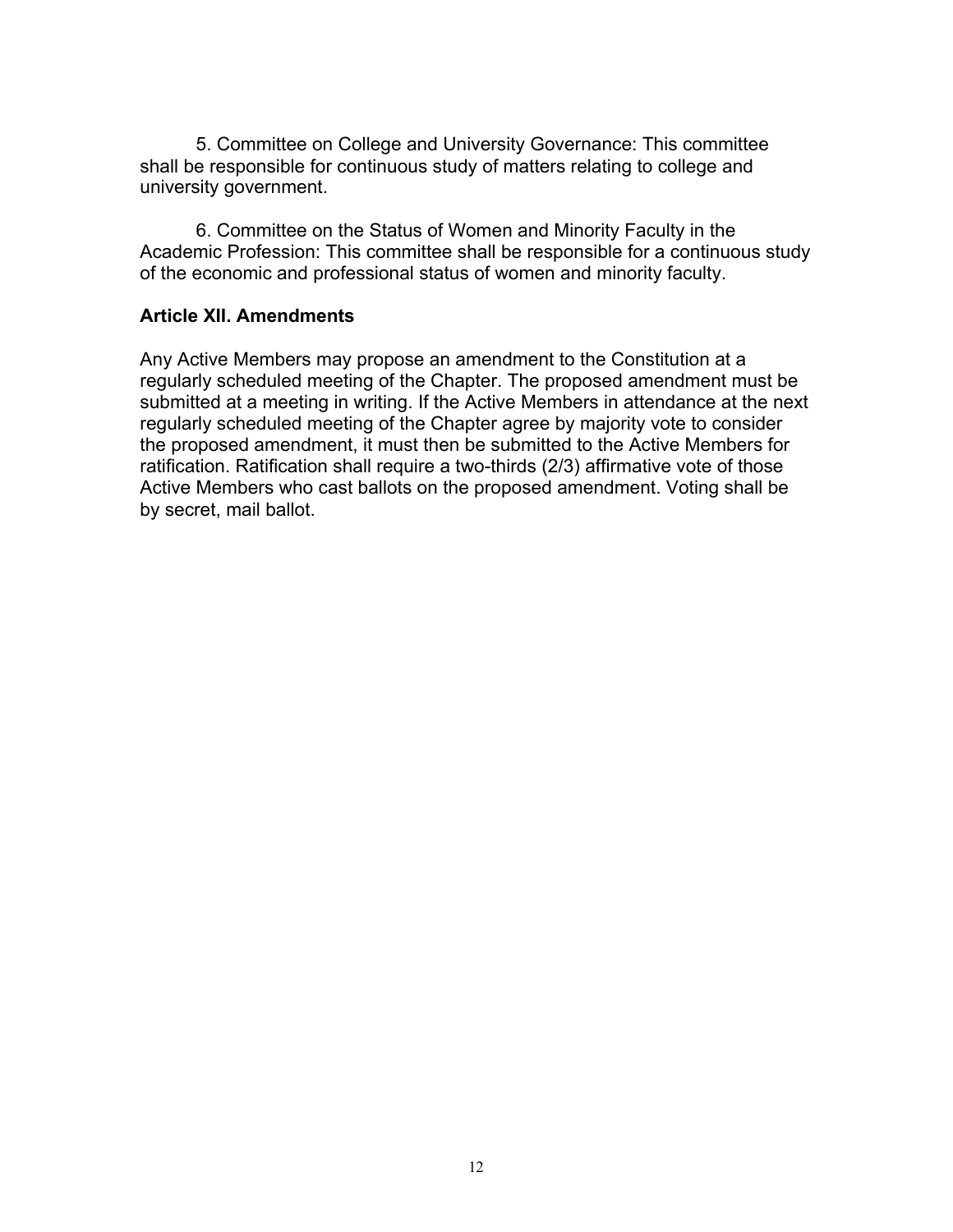5. Committee on College and University Governance: This committee shall be responsible for continuous study of matters relating to college and university government.

6. Committee on the Status of Women and Minority Faculty in the Academic Profession: This committee shall be responsible for a continuous study of the economic and professional status of women and minority faculty.

**Article XII. Amendments**

Any Active Members may propose an amendment to the Constitution at a regularly scheduled meeting of the Chapter. The proposed amendment must be submitted at a meeting in writing. If the Active Members in attendance at the next regularly scheduled meeting of the Chapter agree by majority vote to consider the proposed amendment, it must then be submitted to the Active Members for ratification. Ratification shall require a two-thirds (2/3) affirmative vote of those Active Members who cast ballots on the proposed amendment. Voting shall be by secret, mail ballot.